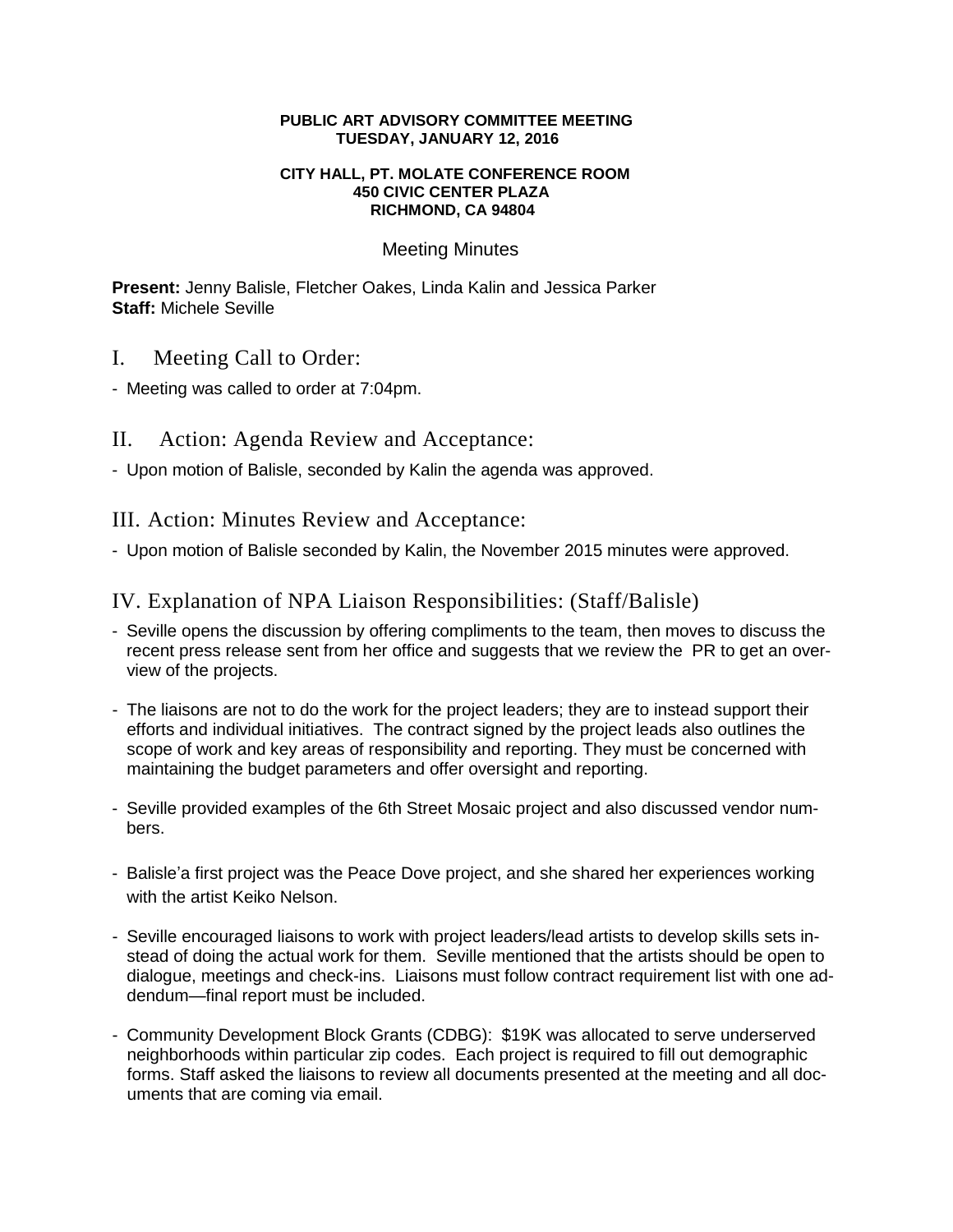**PUBLIC ART ADVISORY COMMITTEE MEETING**
**TUESDAY, JANUARY 12, 2016**

**CITY HALL, PT. MOLATE CONFERENCE ROOM**
**450 CIVIC CENTER PLAZA**
**RICHMOND, CA 94804**

Meeting Minutes

**Present:** Jenny Balisle, Fletcher Oakes, Linda Kalin and Jessica Parker
**Staff:** Michele Seville

## I. Meeting Call to Order:

- Meeting was called to order at 7:04pm.

## II. Action: Agenda Review and Acceptance:

- Upon motion of Balisle, seconded by Kalin the agenda was approved.

## III. Action: Minutes Review and Acceptance:

- Upon motion of Balisle seconded by Kalin, the November 2015 minutes were approved.

## IV. Explanation of NPA Liaison Responsibilities: (Staff/Balisle)

- Seville opens the discussion by offering compliments to the team, then moves to discuss the recent press release sent from her office and suggests that we review the PR to get an overview of the projects.

- The liaisons are not to do the work for the project leaders; they are to instead support their efforts and individual initiatives. The contract signed by the project leads also outlines the scope of work and key areas of responsibility and reporting. They must be concerned with maintaining the budget parameters and offer oversight and reporting.

- Seville provided examples of the 6th Street Mosaic project and also discussed vendor numbers.

- Balisle'a first project was the Peace Dove project, and she shared her experiences working with the artist Keiko Nelson.

- Seville encouraged liaisons to work with project leaders/lead artists to develop skills sets instead of doing the actual work for them. Seville mentioned that the artists should be open to dialogue, meetings and check-ins. Liaisons must follow contract requirement list with one addendum—final report must be included.

- Community Development Block Grants (CDBG): $19K was allocated to serve underserved neighborhoods within particular zip codes. Each project is required to fill out demographic forms. Staff asked the liaisons to review all documents presented at the meeting and all documents that are coming via email.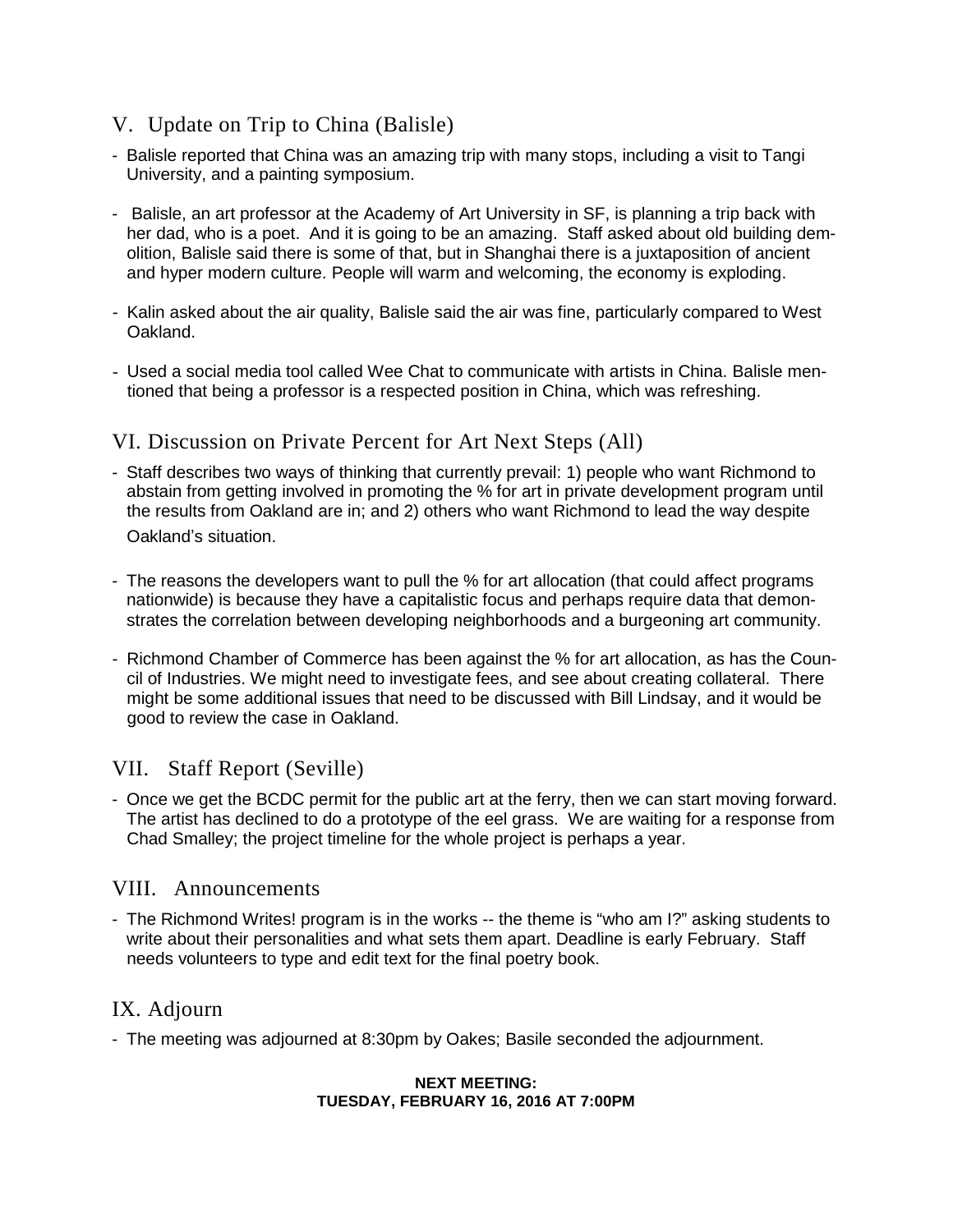## V. Update on Trip to China (Balisle)

- Balisle reported that China was an amazing trip with many stops, including a visit to Tangi University, and a painting symposium.

- Balisle, an art professor at the Academy of Art University in SF, is planning a trip back with her dad, who is a poet. And it is going to be an amazing. Staff asked about old building demolition, Balisle said there is some of that, but in Shanghai there is a juxtaposition of ancient and hyper modern culture. People will warm and welcoming, the economy is exploding.

- Kalin asked about the air quality, Balisle said the air was fine, particularly compared to West Oakland.

- Used a social media tool called Wee Chat to communicate with artists in China. Balisle mentioned that being a professor is a respected position in China, which was refreshing.

## VI. Discussion on Private Percent for Art Next Steps (All)

- Staff describes two ways of thinking that currently prevail: 1) people who want Richmond to abstain from getting involved in promoting the % for art in private development program until the results from Oakland are in; and 2) others who want Richmond to lead the way despite Oakland's situation.

- The reasons the developers want to pull the % for art allocation (that could affect programs nationwide) is because they have a capitalistic focus and perhaps require data that demonstrates the correlation between developing neighborhoods and a burgeoning art community.

- Richmond Chamber of Commerce has been against the % for art allocation, as has the Council of Industries. We might need to investigate fees, and see about creating collateral. There might be some additional issues that need to be discussed with Bill Lindsay, and it would be good to review the case in Oakland.

## VII. Staff Report (Seville)

- Once we get the BCDC permit for the public art at the ferry, then we can start moving forward. The artist has declined to do a prototype of the eel grass. We are waiting for a response from Chad Smalley; the project timeline for the whole project is perhaps a year.

## VIII. Announcements

- The Richmond Writes! program is in the works -- the theme is "who am I?" asking students to write about their personalities and what sets them apart. Deadline is early February. Staff needs volunteers to type and edit text for the final poetry book.

## IX. Adjourn

- The meeting was adjourned at 8:30pm by Oakes; Basile seconded the adjournment.

**NEXT MEETING:**
**TUESDAY, FEBRUARY 16, 2016 AT 7:00PM**